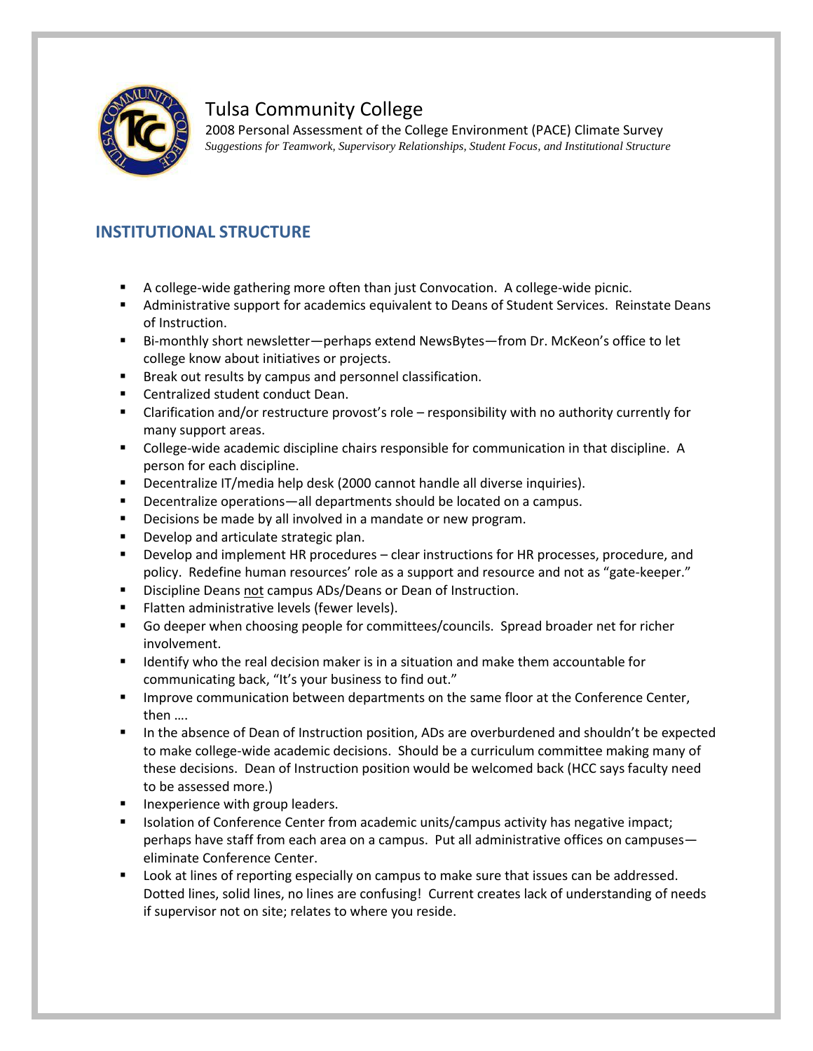# Tulsa Community College

2008 Personal Assessment of the College Environment (PACE) Climate Survey

*Suggestions for Teamwork, Supervisory Relationships, Student Focus, and Institutional Structure*

## INSTITUTIONAL STRUCTURE

- A college-wide gathering more often than just Convocation. A college-wide picnic.
- Administrative support for academics equivalent to Deans of Student Services. Reinstate Deans of Instruction.
- Bi-monthly short newsletter—perhaps extend NewsBytes—from Dr. McKeon's office to let college know about initiatives or projects.
- Break out results by campus and personnel classification.
- Centralized student conduct Dean.
- Clarification and/or restructure provost's role – responsibility with no authority currently for many support areas.
- College-wide academic discipline chairs responsible for communication in that discipline. A person for each discipline.
- Decentralize IT/media help desk (2000 cannot handle all diverse inquiries).
- Decentralize operations—all departments should be located on a campus.
- Decisions be made by all involved in a mandate or new program.
- Develop and articulate strategic plan.
- Develop and implement HR procedures – clear instructions for HR processes, procedure, and policy. Redefine human resources' role as a support and resource and not as "gate-keeper."
- Discipline Deans <u>not</u> campus ADs/Deans or Dean of Instruction.
- Flatten administrative levels (fewer levels).
- Go deeper when choosing people for committees/councils. Spread broader net for richer involvement.
- Identify who the real decision maker is in a situation and make them accountable for communicating back, "It's your business to find out."
- Improve communication between departments on the same floor at the Conference Center, then ….
- In the absence of Dean of Instruction position, ADs are overburdened and shouldn't be expected to make college-wide academic decisions. Should be a curriculum committee making many of these decisions. Dean of Instruction position would be welcomed back (HCC says faculty need to be assessed more.)
- Inexperience with group leaders.
- Isolation of Conference Center from academic units/campus activity has negative impact; perhaps have staff from each area on a campus. Put all administrative offices on campuses—eliminate Conference Center.
- Look at lines of reporting especially on campus to make sure that issues can be addressed. Dotted lines, solid lines, no lines are confusing! Current creates lack of understanding of needs if supervisor not on site; relates to where you reside.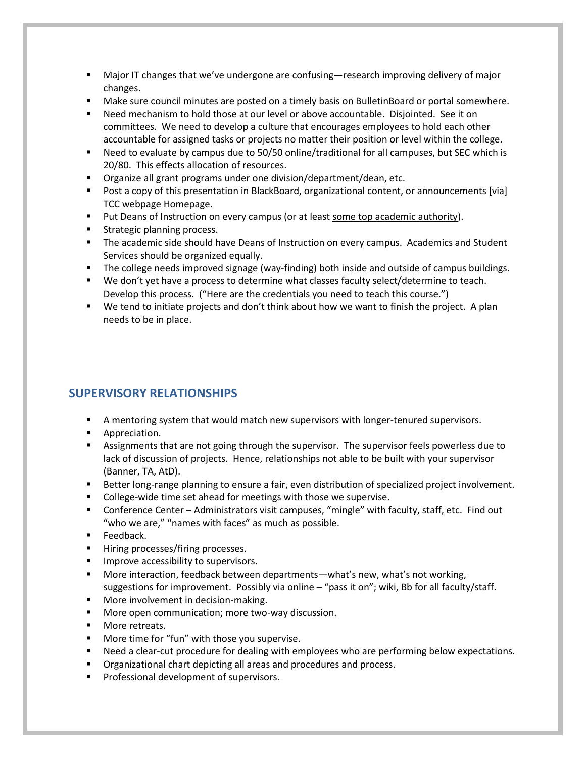- Major IT changes that we've undergone are confusing—research improving delivery of major changes.
- Make sure council minutes are posted on a timely basis on BulletinBoard or portal somewhere.
- Need mechanism to hold those at our level or above accountable. Disjointed. See it on committees. We need to develop a culture that encourages employees to hold each other accountable for assigned tasks or projects no matter their position or level within the college.
- Need to evaluate by campus due to 50/50 online/traditional for all campuses, but SEC which is 20/80. This effects allocation of resources.
- Organize all grant programs under one division/department/dean, etc.
- Post a copy of this presentation in BlackBoard, organizational content, or announcements [via] TCC webpage Homepage.
- Put Deans of Instruction on every campus (or at least some top academic authority).
- Strategic planning process.
- The academic side should have Deans of Instruction on every campus. Academics and Student Services should be organized equally.
- The college needs improved signage (way-finding) both inside and outside of campus buildings.
- We don't yet have a process to determine what classes faculty select/determine to teach. Develop this process. ("Here are the credentials you need to teach this course.")
- We tend to initiate projects and don't think about how we want to finish the project. A plan needs to be in place.

## SUPERVISORY RELATIONSHIPS

- A mentoring system that would match new supervisors with longer-tenured supervisors.
- Appreciation.
- Assignments that are not going through the supervisor. The supervisor feels powerless due to lack of discussion of projects. Hence, relationships not able to be built with your supervisor (Banner, TA, AtD).
- Better long-range planning to ensure a fair, even distribution of specialized project involvement.
- College-wide time set ahead for meetings with those we supervise.
- Conference Center – Administrators visit campuses, "mingle" with faculty, staff, etc. Find out "who we are," "names with faces" as much as possible.
- Feedback.
- Hiring processes/firing processes.
- Improve accessibility to supervisors.
- More interaction, feedback between departments—what's new, what's not working, suggestions for improvement. Possibly via online – "pass it on"; wiki, Bb for all faculty/staff.
- More involvement in decision-making.
- More open communication; more two-way discussion.
- More retreats.
- More time for "fun" with those you supervise.
- Need a clear-cut procedure for dealing with employees who are performing below expectations.
- Organizational chart depicting all areas and procedures and process.
- Professional development of supervisors.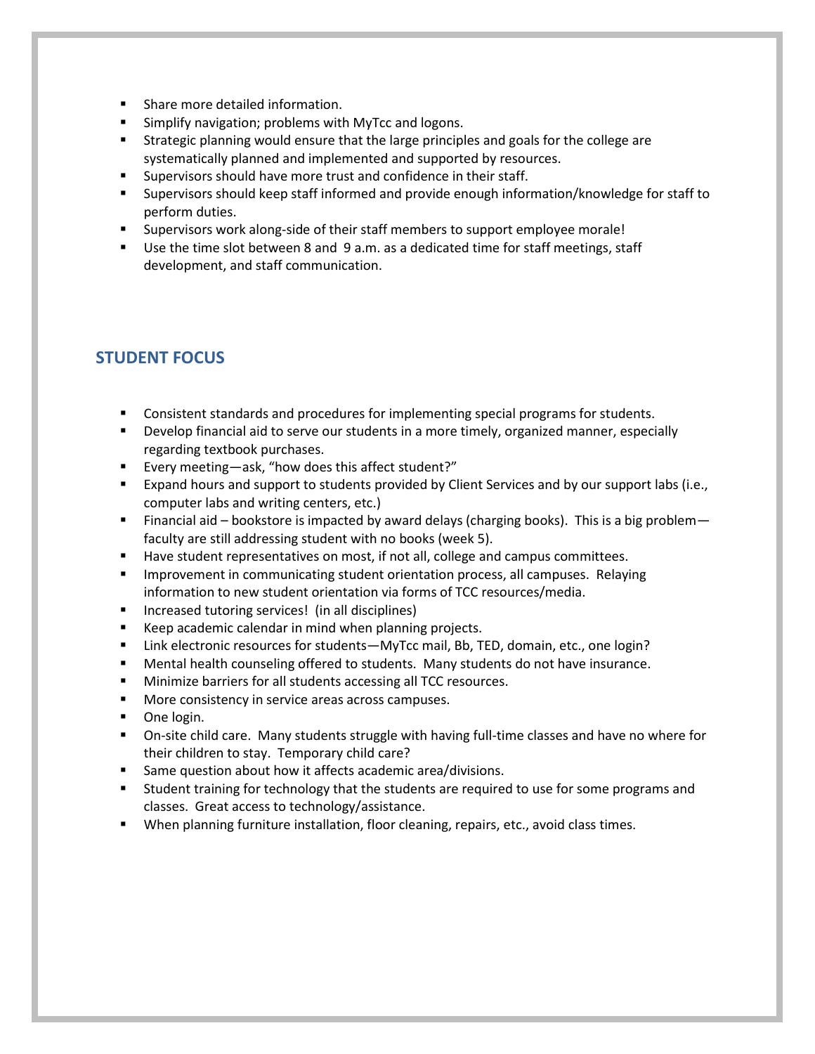- Share more detailed information.
- Simplify navigation; problems with MyTcc and logons.
- Strategic planning would ensure that the large principles and goals for the college are systematically planned and implemented and supported by resources.
- Supervisors should have more trust and confidence in their staff.
- Supervisors should keep staff informed and provide enough information/knowledge for staff to perform duties.
- Supervisors work along-side of their staff members to support employee morale!
- Use the time slot between 8 and 9 a.m. as a dedicated time for staff meetings, staff development, and staff communication.

## STUDENT FOCUS

- Consistent standards and procedures for implementing special programs for students.
- Develop financial aid to serve our students in a more timely, organized manner, especially regarding textbook purchases.
- Every meeting—ask, "how does this affect student?"
- Expand hours and support to students provided by Client Services and by our support labs (i.e., computer labs and writing centers, etc.)
- Financial aid – bookstore is impacted by award delays (charging books). This is a big problem—faculty are still addressing student with no books (week 5).
- Have student representatives on most, if not all, college and campus committees.
- Improvement in communicating student orientation process, all campuses. Relaying information to new student orientation via forms of TCC resources/media.
- Increased tutoring services! (in all disciplines)
- Keep academic calendar in mind when planning projects.
- Link electronic resources for students—MyTcc mail, Bb, TED, domain, etc., one login?
- Mental health counseling offered to students. Many students do not have insurance.
- Minimize barriers for all students accessing all TCC resources.
- More consistency in service areas across campuses.
- One login.
- On-site child care. Many students struggle with having full-time classes and have no where for their children to stay. Temporary child care?
- Same question about how it affects academic area/divisions.
- Student training for technology that the students are required to use for some programs and classes. Great access to technology/assistance.
- When planning furniture installation, floor cleaning, repairs, etc., avoid class times.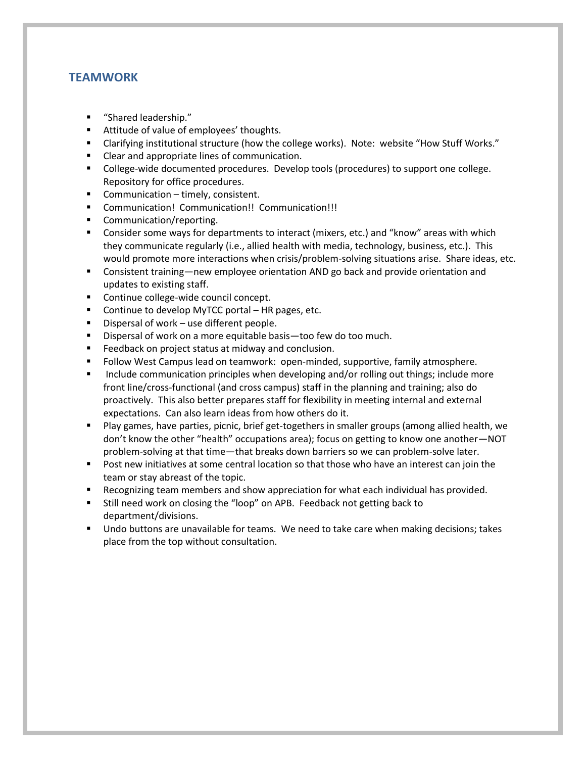## TEAMWORK

- "Shared leadership."
- Attitude of value of employees' thoughts.
- Clarifying institutional structure (how the college works). Note: website "How Stuff Works."
- Clear and appropriate lines of communication.
- College-wide documented procedures. Develop tools (procedures) to support one college. Repository for office procedures.
- Communication – timely, consistent.
- Communication! Communication!! Communication!!!
- Communication/reporting.
- Consider some ways for departments to interact (mixers, etc.) and "know" areas with which they communicate regularly (i.e., allied health with media, technology, business, etc.). This would promote more interactions when crisis/problem-solving situations arise. Share ideas, etc.
- Consistent training—new employee orientation AND go back and provide orientation and updates to existing staff.
- Continue college-wide council concept.
- Continue to develop MyTCC portal – HR pages, etc.
- Dispersal of work – use different people.
- Dispersal of work on a more equitable basis—too few do too much.
- Feedback on project status at midway and conclusion.
- Follow West Campus lead on teamwork: open-minded, supportive, family atmosphere.
- Include communication principles when developing and/or rolling out things; include more front line/cross-functional (and cross campus) staff in the planning and training; also do proactively. This also better prepares staff for flexibility in meeting internal and external expectations. Can also learn ideas from how others do it.
- Play games, have parties, picnic, brief get-togethers in smaller groups (among allied health, we don't know the other "health" occupations area); focus on getting to know one another—NOT problem-solving at that time—that breaks down barriers so we can problem-solve later.
- Post new initiatives at some central location so that those who have an interest can join the team or stay abreast of the topic.
- Recognizing team members and show appreciation for what each individual has provided.
- Still need work on closing the "loop" on APB. Feedback not getting back to department/divisions.
- Undo buttons are unavailable for teams. We need to take care when making decisions; takes place from the top without consultation.